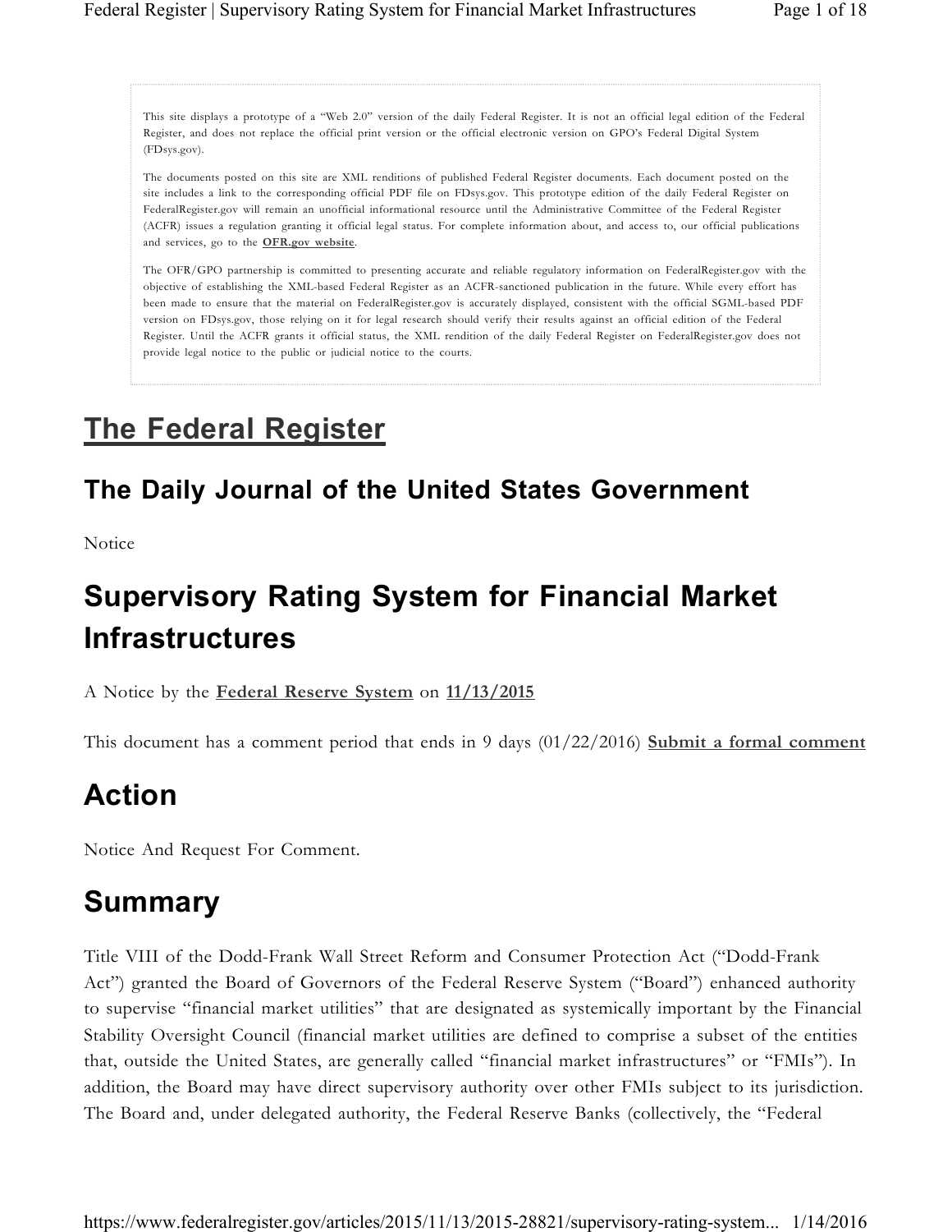This site displays a prototype of a "Web 2.0" version of the daily Federal Register. It is not an official legal edition of the Federal Register, and does not replace the official print version or the official electronic version on GPO's Federal Digital System (FDsys.gov).

The documents posted on this site are XML renditions of published Federal Register documents. Each document posted on the site includes a link to the corresponding official PDF file on FDsys.gov. This prototype edition of the daily Federal Register on FederalRegister.gov will remain an unofficial informational resource until the Administrative Committee of the Federal Register (ACFR) issues a regulation granting it official legal status. For complete information about, and access to, our official publications and services, go to the **OFR.gov website**.

The OFR/GPO partnership is committed to presenting accurate and reliable regulatory information on FederalRegister.gov with the objective of establishing the XML-based Federal Register as an ACFR-sanctioned publication in the future. While every effort has been made to ensure that the material on FederalRegister.gov is accurately displayed, consistent with the official SGML-based PDF version on FDsys.gov, those relying on it for legal research should verify their results against an official edition of the Federal Register. Until the ACFR grants it official status, the XML rendition of the daily Federal Register on FederalRegister.gov does not provide legal notice to the public or judicial notice to the courts.

# The Federal Register

## The Daily Journal of the United States Government

Notice

# Supervisory Rating System for Financial Market Infrastructures

A Notice by the **Federal Reserve System** on **11/13/2015**

This document has a comment period that ends in 9 days (01/22/2016) **Submit a formal comment**

# Action

Notice And Request For Comment.

# Summary

Title VIII of the Dodd-Frank Wall Street Reform and Consumer Protection Act ("Dodd-Frank Act") granted the Board of Governors of the Federal Reserve System ("Board") enhanced authority to supervise "financial market utilities" that are designated as systemically important by the Financial Stability Oversight Council (financial market utilities are defined to comprise a subset of the entities that, outside the United States, are generally called "financial market infrastructures" or "FMIs"). In addition, the Board may have direct supervisory authority over other FMIs subject to its jurisdiction. The Board and, under delegated authority, the Federal Reserve Banks (collectively, the "Federal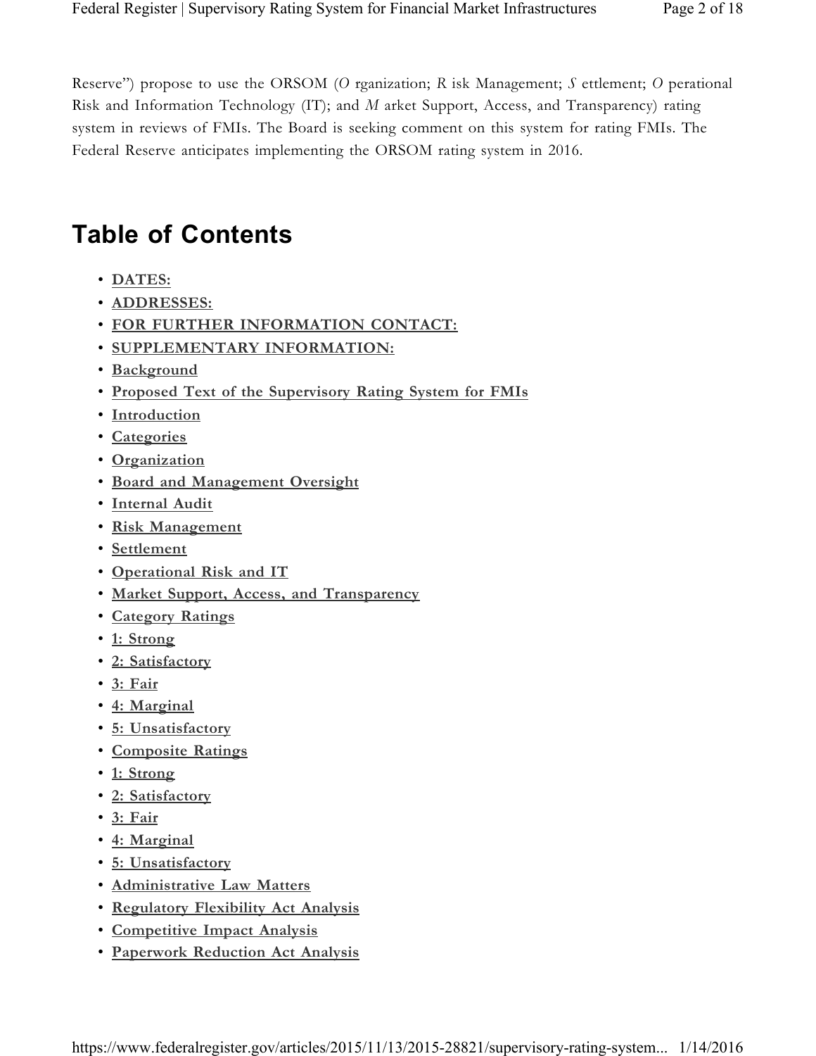Reserve") propose to use the ORSOM (*O* rganization; *R* isk Management; *S* ettlement; *O* perational Risk and Information Technology (IT); and *M* arket Support, Access, and Transparency) rating system in reviews of FMIs. The Board is seeking comment on this system for rating FMIs. The Federal Reserve anticipates implementing the ORSOM rating system in 2016.

# Table of Contents

- **DATES:**
- **ADDRESSES:**
- **FOR FURTHER INFORMATION CONTACT:**
- **SUPPLEMENTARY INFORMATION:**
- **Background**
- **Proposed Text of the Supervisory Rating System for FMIs**
- **Introduction**
- **Categories**
- **Organization**
- **Board and Management Oversight**
- **Internal Audit**
- **Risk Management**
- **Settlement**
- **Operational Risk and IT**
- **Market Support, Access, and Transparency**
- **Category Ratings**
- **1: Strong**
- **2: Satisfactory**
- **3: Fair**
- **4: Marginal**
- **5: Unsatisfactory**
- **Composite Ratings**
- **1: Strong**
- **2: Satisfactory**
- **3: Fair**
- **4: Marginal**
- **5: Unsatisfactory**
- **Administrative Law Matters**
- **Regulatory Flexibility Act Analysis**
- **Competitive Impact Analysis**
- **Paperwork Reduction Act Analysis**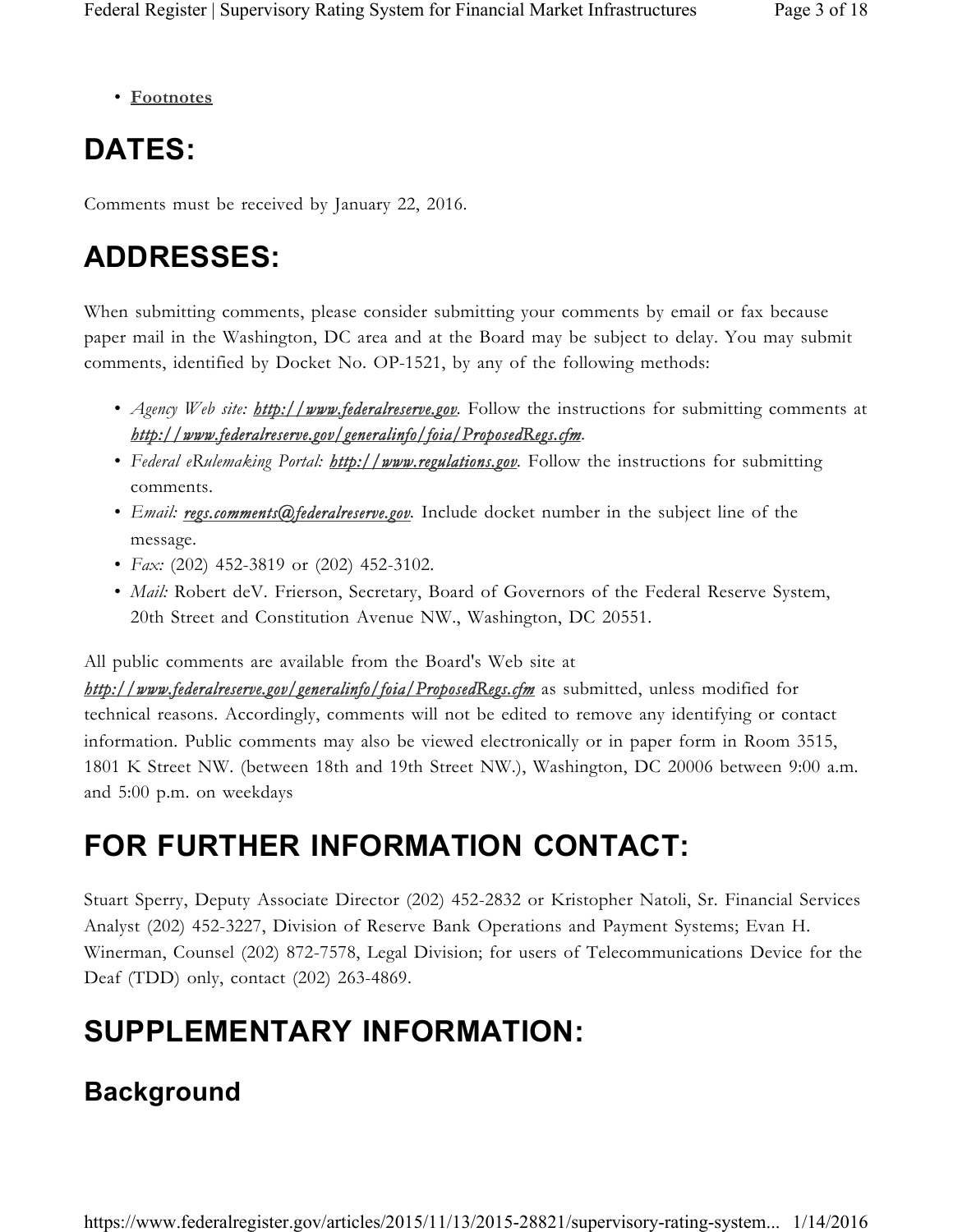- **Footnotes**

# DATES:

Comments must be received by January 22, 2016.

# ADDRESSES:

When submitting comments, please consider submitting your comments by email or fax because paper mail in the Washington, DC area and at the Board may be subject to delay. You may submit comments, identified by Docket No. OP-1521, by any of the following methods:

- *Agency Web site:* ***http://www.federalreserve.gov***. Follow the instructions for submitting comments at ***http://www.federalreserve.gov/generalinfo/foia/ProposedRegs.cfm***.
- *Federal eRulemaking Portal:* ***http://www.regulations.gov***. Follow the instructions for submitting comments.
- *Email:* ***regs.comments@federalreserve.gov***. Include docket number in the subject line of the message.
- *Fax:* (202) 452-3819 or (202) 452-3102.
- *Mail:* Robert deV. Frierson, Secretary, Board of Governors of the Federal Reserve System, 20th Street and Constitution Avenue NW., Washington, DC 20551.

All public comments are available from the Board's Web site at ***http://www.federalreserve.gov/generalinfo/foia/ProposedRegs.cfm*** as submitted, unless modified for technical reasons. Accordingly, comments will not be edited to remove any identifying or contact information. Public comments may also be viewed electronically or in paper form in Room 3515, 1801 K Street NW. (between 18th and 19th Street NW.), Washington, DC 20006 between 9:00 a.m. and 5:00 p.m. on weekdays

# FOR FURTHER INFORMATION CONTACT:

Stuart Sperry, Deputy Associate Director (202) 452-2832 or Kristopher Natoli, Sr. Financial Services Analyst (202) 452-3227, Division of Reserve Bank Operations and Payment Systems; Evan H. Winerman, Counsel (202) 872-7578, Legal Division; for users of Telecommunications Device for the Deaf (TDD) only, contact (202) 263-4869.

# SUPPLEMENTARY INFORMATION:

## Background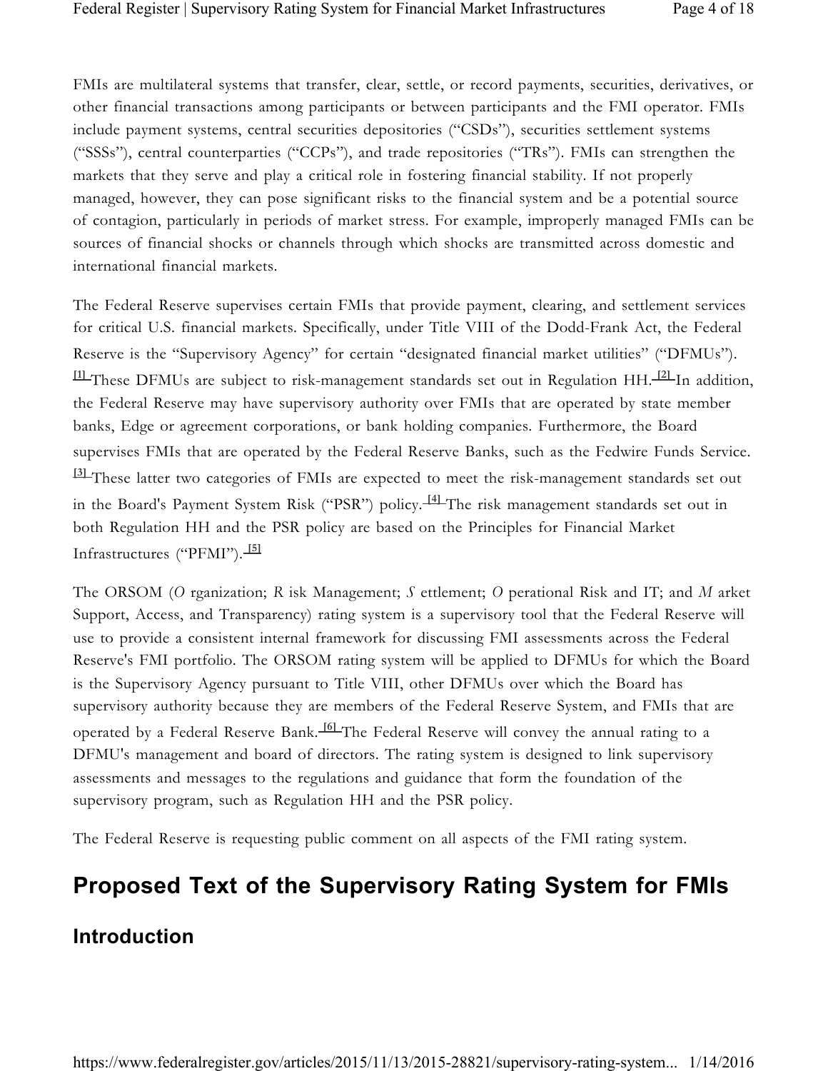FMIs are multilateral systems that transfer, clear, settle, or record payments, securities, derivatives, or other financial transactions among participants or between participants and the FMI operator. FMIs include payment systems, central securities depositories ("CSDs"), securities settlement systems ("SSSs"), central counterparties ("CCPs"), and trade repositories ("TRs"). FMIs can strengthen the markets that they serve and play a critical role in fostering financial stability. If not properly managed, however, they can pose significant risks to the financial system and be a potential source of contagion, particularly in periods of market stress. For example, improperly managed FMIs can be sources of financial shocks or channels through which shocks are transmitted across domestic and international financial markets.

The Federal Reserve supervises certain FMIs that provide payment, clearing, and settlement services for critical U.S. financial markets. Specifically, under Title VIII of the Dodd-Frank Act, the Federal Reserve is the "Supervisory Agency" for certain "designated financial market utilities" ("DFMUs"). [1] These DFMUs are subject to risk-management standards set out in Regulation HH. [2] In addition, the Federal Reserve may have supervisory authority over FMIs that are operated by state member banks, Edge or agreement corporations, or bank holding companies. Furthermore, the Board supervises FMIs that are operated by the Federal Reserve Banks, such as the Fedwire Funds Service. [3] These latter two categories of FMIs are expected to meet the risk-management standards set out in the Board's Payment System Risk ("PSR") policy. [4] The risk management standards set out in both Regulation HH and the PSR policy are based on the Principles for Financial Market Infrastructures ("PFMI"). [5]

The ORSOM (*O* rganization; *R* isk Management; *S* ettlement; *O* perational Risk and IT; and *M* arket Support, Access, and Transparency) rating system is a supervisory tool that the Federal Reserve will use to provide a consistent internal framework for discussing FMI assessments across the Federal Reserve's FMI portfolio. The ORSOM rating system will be applied to DFMUs for which the Board is the Supervisory Agency pursuant to Title VIII, other DFMUs over which the Board has supervisory authority because they are members of the Federal Reserve System, and FMIs that are operated by a Federal Reserve Bank. [6] The Federal Reserve will convey the annual rating to a DFMU's management and board of directors. The rating system is designed to link supervisory assessments and messages to the regulations and guidance that form the foundation of the supervisory program, such as Regulation HH and the PSR policy.

The Federal Reserve is requesting public comment on all aspects of the FMI rating system.

# Proposed Text of the Supervisory Rating System for FMIs

## Introduction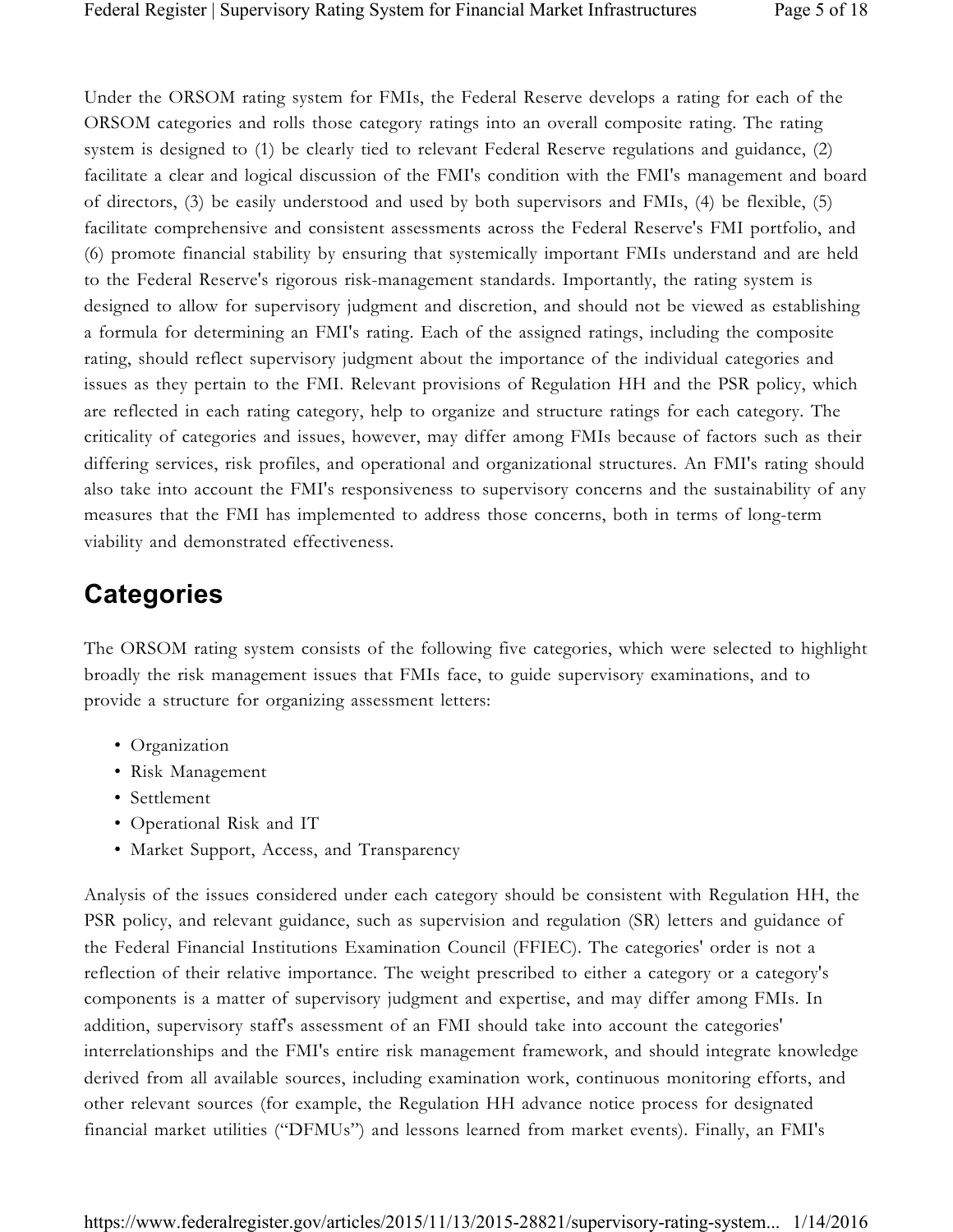Under the ORSOM rating system for FMIs, the Federal Reserve develops a rating for each of the ORSOM categories and rolls those category ratings into an overall composite rating. The rating system is designed to (1) be clearly tied to relevant Federal Reserve regulations and guidance, (2) facilitate a clear and logical discussion of the FMI's condition with the FMI's management and board of directors, (3) be easily understood and used by both supervisors and FMIs, (4) be flexible, (5) facilitate comprehensive and consistent assessments across the Federal Reserve's FMI portfolio, and (6) promote financial stability by ensuring that systemically important FMIs understand and are held to the Federal Reserve's rigorous risk-management standards. Importantly, the rating system is designed to allow for supervisory judgment and discretion, and should not be viewed as establishing a formula for determining an FMI's rating. Each of the assigned ratings, including the composite rating, should reflect supervisory judgment about the importance of the individual categories and issues as they pertain to the FMI. Relevant provisions of Regulation HH and the PSR policy, which are reflected in each rating category, help to organize and structure ratings for each category. The criticality of categories and issues, however, may differ among FMIs because of factors such as their differing services, risk profiles, and operational and organizational structures. An FMI's rating should also take into account the FMI's responsiveness to supervisory concerns and the sustainability of any measures that the FMI has implemented to address those concerns, both in terms of long-term viability and demonstrated effectiveness.

## Categories

The ORSOM rating system consists of the following five categories, which were selected to highlight broadly the risk management issues that FMIs face, to guide supervisory examinations, and to provide a structure for organizing assessment letters:

- Organization
- Risk Management
- Settlement
- Operational Risk and IT
- Market Support, Access, and Transparency

Analysis of the issues considered under each category should be consistent with Regulation HH, the PSR policy, and relevant guidance, such as supervision and regulation (SR) letters and guidance of the Federal Financial Institutions Examination Council (FFIEC). The categories' order is not a reflection of their relative importance. The weight prescribed to either a category or a category's components is a matter of supervisory judgment and expertise, and may differ among FMIs. In addition, supervisory staff's assessment of an FMI should take into account the categories' interrelationships and the FMI's entire risk management framework, and should integrate knowledge derived from all available sources, including examination work, continuous monitoring efforts, and other relevant sources (for example, the Regulation HH advance notice process for designated financial market utilities ("DFMUs") and lessons learned from market events). Finally, an FMI's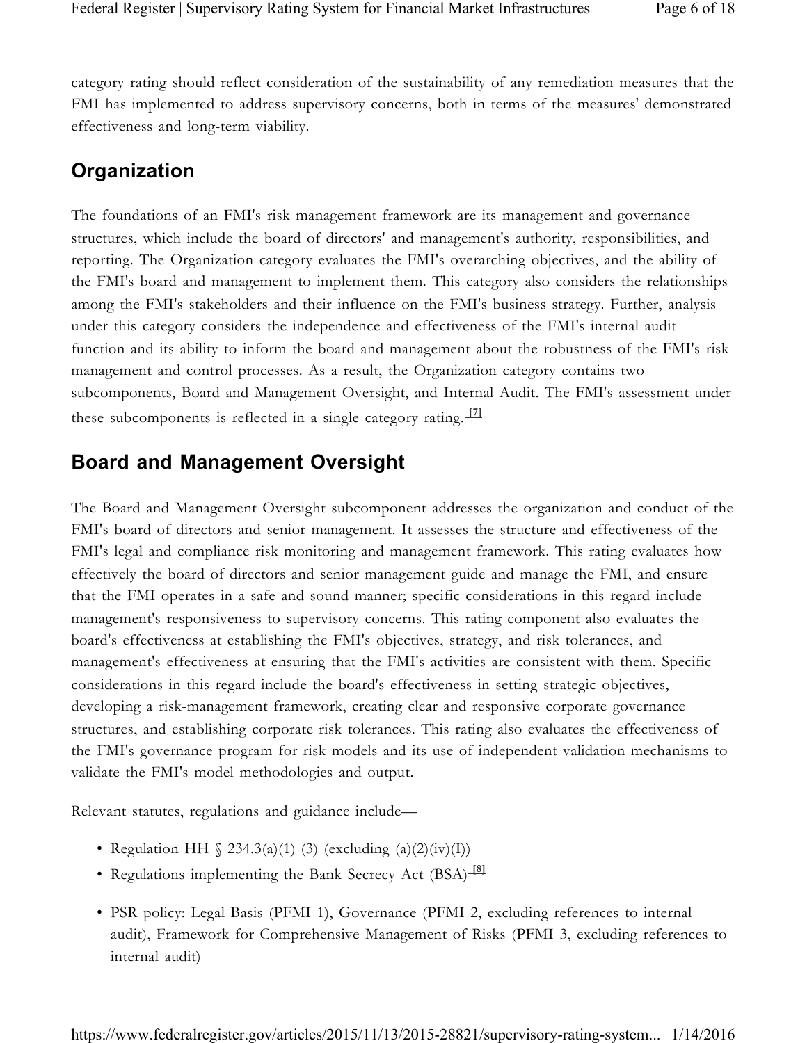category rating should reflect consideration of the sustainability of any remediation measures that the FMI has implemented to address supervisory concerns, both in terms of the measures' demonstrated effectiveness and long-term viability.

## Organization

The foundations of an FMI's risk management framework are its management and governance structures, which include the board of directors' and management's authority, responsibilities, and reporting. The Organization category evaluates the FMI's overarching objectives, and the ability of the FMI's board and management to implement them. This category also considers the relationships among the FMI's stakeholders and their influence on the FMI's business strategy. Further, analysis under this category considers the independence and effectiveness of the FMI's internal audit function and its ability to inform the board and management about the robustness of the FMI's risk management and control processes. As a result, the Organization category contains two subcomponents, Board and Management Oversight, and Internal Audit. The FMI's assessment under these subcomponents is reflected in a single category rating.[7]

## Board and Management Oversight

The Board and Management Oversight subcomponent addresses the organization and conduct of the FMI's board of directors and senior management. It assesses the structure and effectiveness of the FMI's legal and compliance risk monitoring and management framework. This rating evaluates how effectively the board of directors and senior management guide and manage the FMI, and ensure that the FMI operates in a safe and sound manner; specific considerations in this regard include management's responsiveness to supervisory concerns. This rating component also evaluates the board's effectiveness at establishing the FMI's objectives, strategy, and risk tolerances, and management's effectiveness at ensuring that the FMI's activities are consistent with them. Specific considerations in this regard include the board's effectiveness in setting strategic objectives, developing a risk-management framework, creating clear and responsive corporate governance structures, and establishing corporate risk tolerances. This rating also evaluates the effectiveness of the FMI's governance program for risk models and its use of independent validation mechanisms to validate the FMI's model methodologies and output.

Relevant statutes, regulations and guidance include—

- Regulation HH § 234.3(a)(1)-(3) (excluding (a)(2)(iv)(I))
- Regulations implementing the Bank Secrecy Act (BSA)[8]
- PSR policy: Legal Basis (PFMI 1), Governance (PFMI 2, excluding references to internal audit), Framework for Comprehensive Management of Risks (PFMI 3, excluding references to internal audit)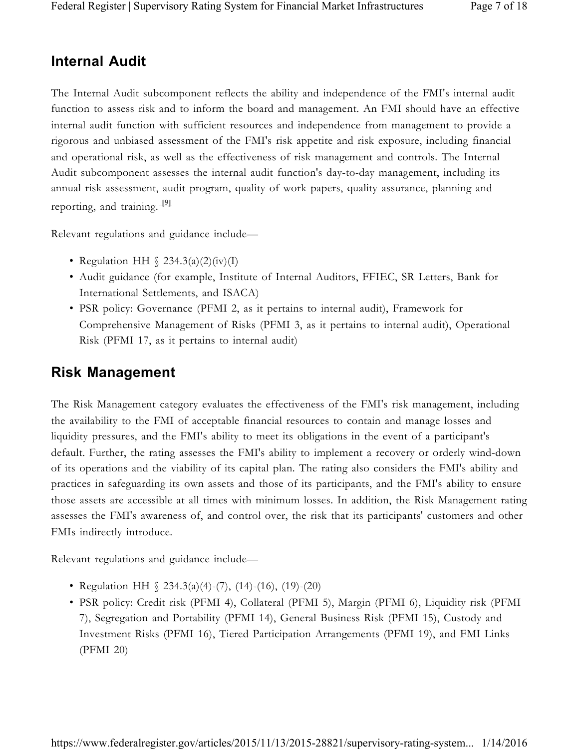## Internal Audit

The Internal Audit subcomponent reflects the ability and independence of the FMI's internal audit function to assess risk and to inform the board and management. An FMI should have an effective internal audit function with sufficient resources and independence from management to provide a rigorous and unbiased assessment of the FMI's risk appetite and risk exposure, including financial and operational risk, as well as the effectiveness of risk management and controls. The Internal Audit subcomponent assesses the internal audit function's day-to-day management, including its annual risk assessment, audit program, quality of work papers, quality assurance, planning and reporting, and training. [9]

Relevant regulations and guidance include—

- Regulation HH § 234.3(a)(2)(iv)(I)
- Audit guidance (for example, Institute of Internal Auditors, FFIEC, SR Letters, Bank for International Settlements, and ISACA)
- PSR policy: Governance (PFMI 2, as it pertains to internal audit), Framework for Comprehensive Management of Risks (PFMI 3, as it pertains to internal audit), Operational Risk (PFMI 17, as it pertains to internal audit)

## Risk Management

The Risk Management category evaluates the effectiveness of the FMI's risk management, including the availability to the FMI of acceptable financial resources to contain and manage losses and liquidity pressures, and the FMI's ability to meet its obligations in the event of a participant's default. Further, the rating assesses the FMI's ability to implement a recovery or orderly wind-down of its operations and the viability of its capital plan. The rating also considers the FMI's ability and practices in safeguarding its own assets and those of its participants, and the FMI's ability to ensure those assets are accessible at all times with minimum losses. In addition, the Risk Management rating assesses the FMI's awareness of, and control over, the risk that its participants' customers and other FMIs indirectly introduce.

Relevant regulations and guidance include—

- Regulation HH § 234.3(a)(4)-(7), (14)-(16), (19)-(20)
- PSR policy: Credit risk (PFMI 4), Collateral (PFMI 5), Margin (PFMI 6), Liquidity risk (PFMI 7), Segregation and Portability (PFMI 14), General Business Risk (PFMI 15), Custody and Investment Risks (PFMI 16), Tiered Participation Arrangements (PFMI 19), and FMI Links (PFMI 20)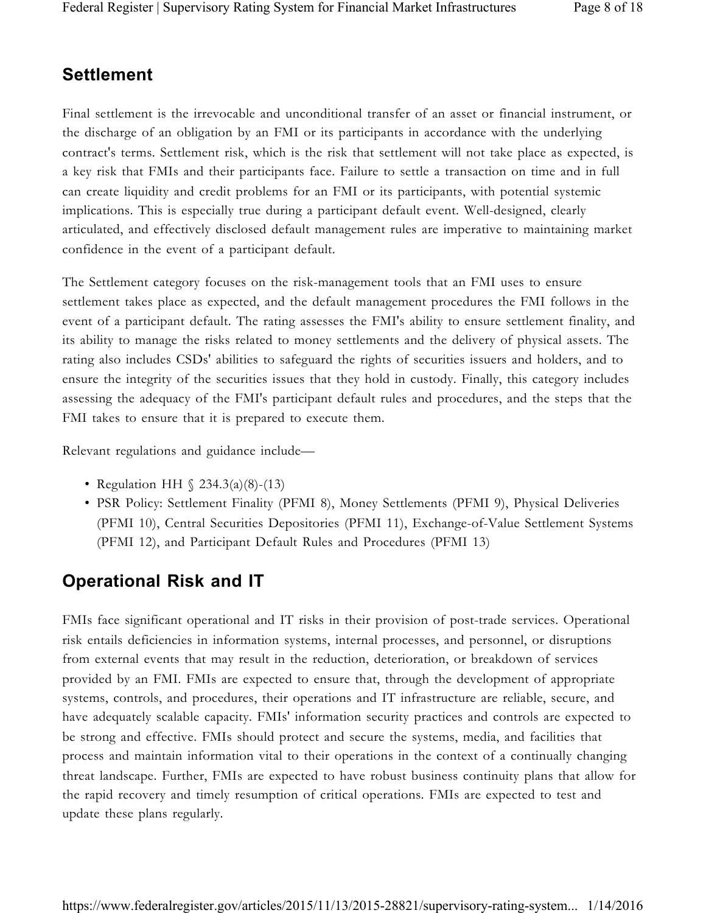## Settlement

Final settlement is the irrevocable and unconditional transfer of an asset or financial instrument, or the discharge of an obligation by an FMI or its participants in accordance with the underlying contract's terms. Settlement risk, which is the risk that settlement will not take place as expected, is a key risk that FMIs and their participants face. Failure to settle a transaction on time and in full can create liquidity and credit problems for an FMI or its participants, with potential systemic implications. This is especially true during a participant default event. Well-designed, clearly articulated, and effectively disclosed default management rules are imperative to maintaining market confidence in the event of a participant default.

The Settlement category focuses on the risk-management tools that an FMI uses to ensure settlement takes place as expected, and the default management procedures the FMI follows in the event of a participant default. The rating assesses the FMI's ability to ensure settlement finality, and its ability to manage the risks related to money settlements and the delivery of physical assets. The rating also includes CSDs' abilities to safeguard the rights of securities issuers and holders, and to ensure the integrity of the securities issues that they hold in custody. Finally, this category includes assessing the adequacy of the FMI's participant default rules and procedures, and the steps that the FMI takes to ensure that it is prepared to execute them.

Relevant regulations and guidance include—

- Regulation HH § 234.3(a)(8)-(13)
- PSR Policy: Settlement Finality (PFMI 8), Money Settlements (PFMI 9), Physical Deliveries (PFMI 10), Central Securities Depositories (PFMI 11), Exchange-of-Value Settlement Systems (PFMI 12), and Participant Default Rules and Procedures (PFMI 13)

## Operational Risk and IT

FMIs face significant operational and IT risks in their provision of post-trade services. Operational risk entails deficiencies in information systems, internal processes, and personnel, or disruptions from external events that may result in the reduction, deterioration, or breakdown of services provided by an FMI. FMIs are expected to ensure that, through the development of appropriate systems, controls, and procedures, their operations and IT infrastructure are reliable, secure, and have adequately scalable capacity. FMIs' information security practices and controls are expected to be strong and effective. FMIs should protect and secure the systems, media, and facilities that process and maintain information vital to their operations in the context of a continually changing threat landscape. Further, FMIs are expected to have robust business continuity plans that allow for the rapid recovery and timely resumption of critical operations. FMIs are expected to test and update these plans regularly.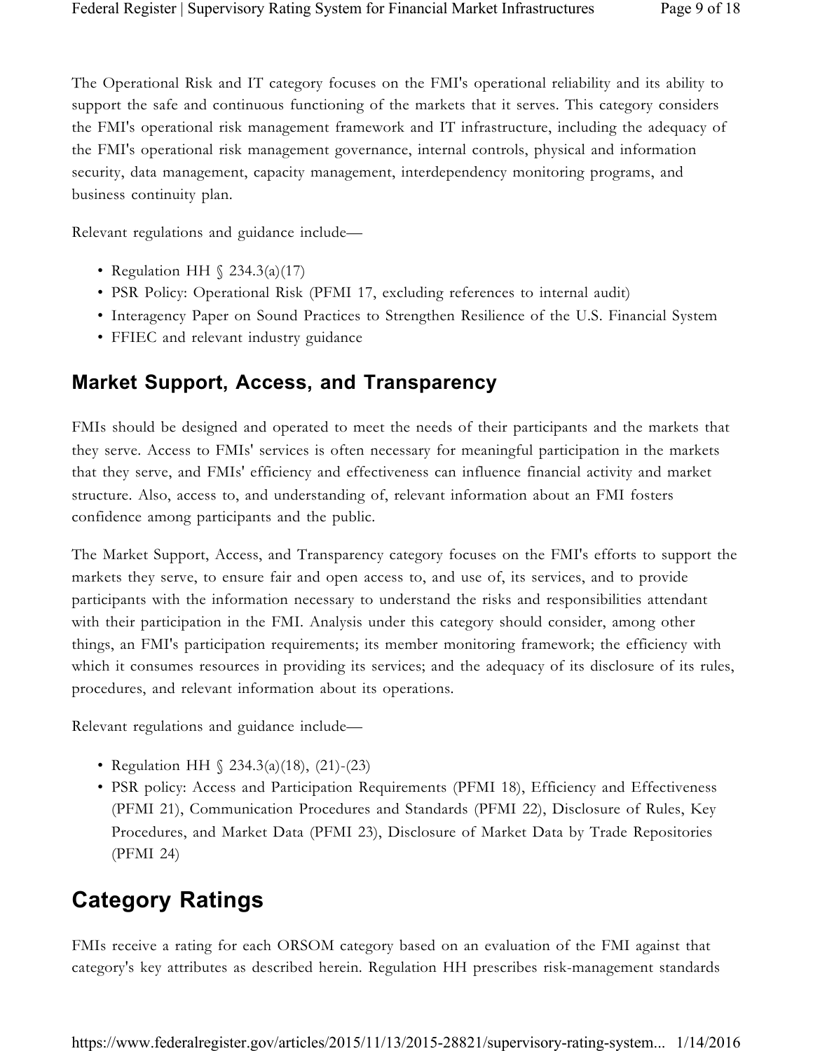The Operational Risk and IT category focuses on the FMI's operational reliability and its ability to support the safe and continuous functioning of the markets that it serves. This category considers the FMI's operational risk management framework and IT infrastructure, including the adequacy of the FMI's operational risk management governance, internal controls, physical and information security, data management, capacity management, interdependency monitoring programs, and business continuity plan.

Relevant regulations and guidance include—

- Regulation HH § 234.3(a)(17)
- PSR Policy: Operational Risk (PFMI 17, excluding references to internal audit)
- Interagency Paper on Sound Practices to Strengthen Resilience of the U.S. Financial System
- FFIEC and relevant industry guidance

## Market Support, Access, and Transparency

FMIs should be designed and operated to meet the needs of their participants and the markets that they serve. Access to FMIs' services is often necessary for meaningful participation in the markets that they serve, and FMIs' efficiency and effectiveness can influence financial activity and market structure. Also, access to, and understanding of, relevant information about an FMI fosters confidence among participants and the public.

The Market Support, Access, and Transparency category focuses on the FMI's efforts to support the markets they serve, to ensure fair and open access to, and use of, its services, and to provide participants with the information necessary to understand the risks and responsibilities attendant with their participation in the FMI. Analysis under this category should consider, among other things, an FMI's participation requirements; its member monitoring framework; the efficiency with which it consumes resources in providing its services; and the adequacy of its disclosure of its rules, procedures, and relevant information about its operations.

Relevant regulations and guidance include—

- Regulation HH § 234.3(a)(18), (21)-(23)
- PSR policy: Access and Participation Requirements (PFMI 18), Efficiency and Effectiveness (PFMI 21), Communication Procedures and Standards (PFMI 22), Disclosure of Rules, Key Procedures, and Market Data (PFMI 23), Disclosure of Market Data by Trade Repositories (PFMI 24)

# Category Ratings

FMIs receive a rating for each ORSOM category based on an evaluation of the FMI against that category's key attributes as described herein. Regulation HH prescribes risk-management standards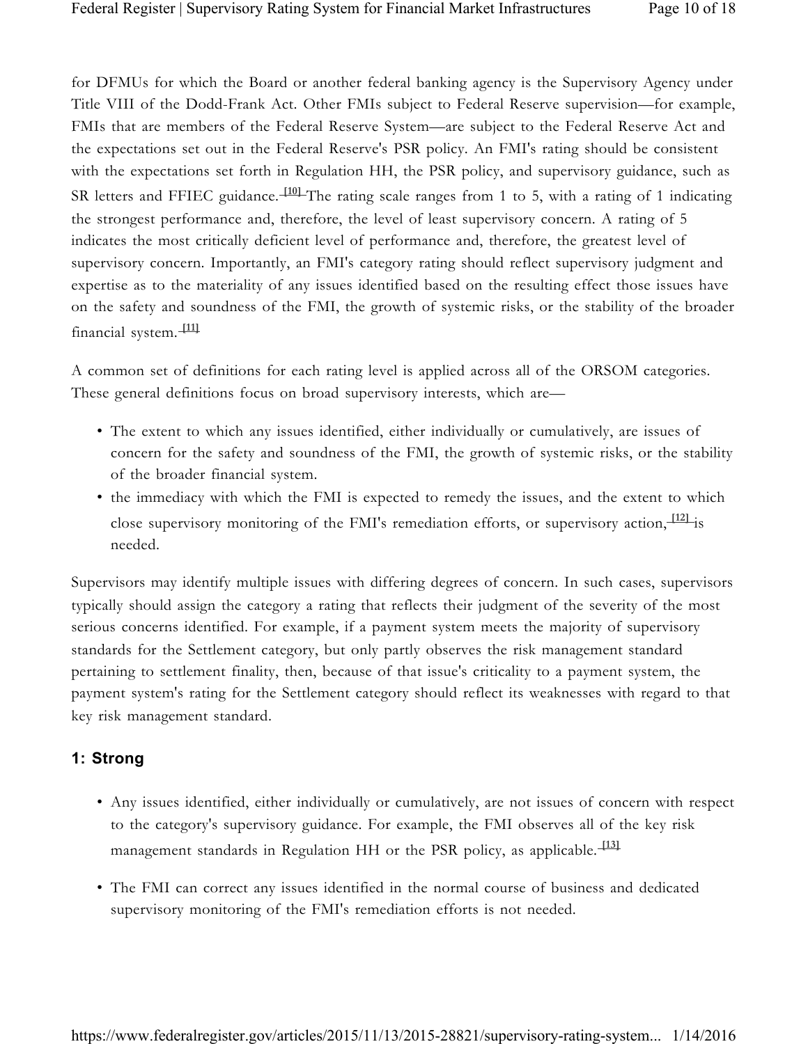for DFMUs for which the Board or another federal banking agency is the Supervisory Agency under Title VIII of the Dodd-Frank Act. Other FMIs subject to Federal Reserve supervision—for example, FMIs that are members of the Federal Reserve System—are subject to the Federal Reserve Act and the expectations set out in the Federal Reserve's PSR policy. An FMI's rating should be consistent with the expectations set forth in Regulation HH, the PSR policy, and supervisory guidance, such as SR letters and FFIEC guidance.[10] The rating scale ranges from 1 to 5, with a rating of 1 indicating the strongest performance and, therefore, the level of least supervisory concern. A rating of 5 indicates the most critically deficient level of performance and, therefore, the greatest level of supervisory concern. Importantly, an FMI's category rating should reflect supervisory judgment and expertise as to the materiality of any issues identified based on the resulting effect those issues have on the safety and soundness of the FMI, the growth of systemic risks, or the stability of the broader financial system.[11]

A common set of definitions for each rating level is applied across all of the ORSOM categories. These general definitions focus on broad supervisory interests, which are—

- The extent to which any issues identified, either individually or cumulatively, are issues of concern for the safety and soundness of the FMI, the growth of systemic risks, or the stability of the broader financial system.
- the immediacy with which the FMI is expected to remedy the issues, and the extent to which close supervisory monitoring of the FMI's remediation efforts, or supervisory action,[12] is needed.

Supervisors may identify multiple issues with differing degrees of concern. In such cases, supervisors typically should assign the category a rating that reflects their judgment of the severity of the most serious concerns identified. For example, if a payment system meets the majority of supervisory standards for the Settlement category, but only partly observes the risk management standard pertaining to settlement finality, then, because of that issue's criticality to a payment system, the payment system's rating for the Settlement category should reflect its weaknesses with regard to that key risk management standard.

## 1: Strong

- Any issues identified, either individually or cumulatively, are not issues of concern with respect to the category's supervisory guidance. For example, the FMI observes all of the key risk management standards in Regulation HH or the PSR policy, as applicable.[13]
- The FMI can correct any issues identified in the normal course of business and dedicated supervisory monitoring of the FMI's remediation efforts is not needed.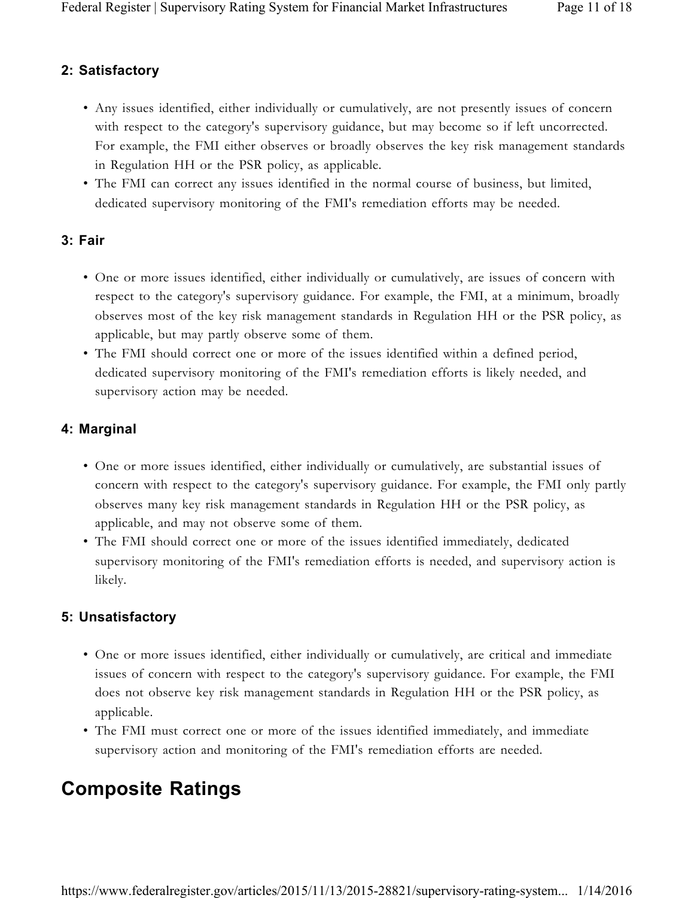### 2: Satisfactory

- Any issues identified, either individually or cumulatively, are not presently issues of concern with respect to the category's supervisory guidance, but may become so if left uncorrected. For example, the FMI either observes or broadly observes the key risk management standards in Regulation HH or the PSR policy, as applicable.
- The FMI can correct any issues identified in the normal course of business, but limited, dedicated supervisory monitoring of the FMI's remediation efforts may be needed.

### 3: Fair

- One or more issues identified, either individually or cumulatively, are issues of concern with respect to the category's supervisory guidance. For example, the FMI, at a minimum, broadly observes most of the key risk management standards in Regulation HH or the PSR policy, as applicable, but may partly observe some of them.
- The FMI should correct one or more of the issues identified within a defined period, dedicated supervisory monitoring of the FMI's remediation efforts is likely needed, and supervisory action may be needed.

### 4: Marginal

- One or more issues identified, either individually or cumulatively, are substantial issues of concern with respect to the category's supervisory guidance. For example, the FMI only partly observes many key risk management standards in Regulation HH or the PSR policy, as applicable, and may not observe some of them.
- The FMI should correct one or more of the issues identified immediately, dedicated supervisory monitoring of the FMI's remediation efforts is needed, and supervisory action is likely.

### 5: Unsatisfactory

- One or more issues identified, either individually or cumulatively, are critical and immediate issues of concern with respect to the category's supervisory guidance. For example, the FMI does not observe key risk management standards in Regulation HH or the PSR policy, as applicable.
- The FMI must correct one or more of the issues identified immediately, and immediate supervisory action and monitoring of the FMI's remediation efforts are needed.

## Composite Ratings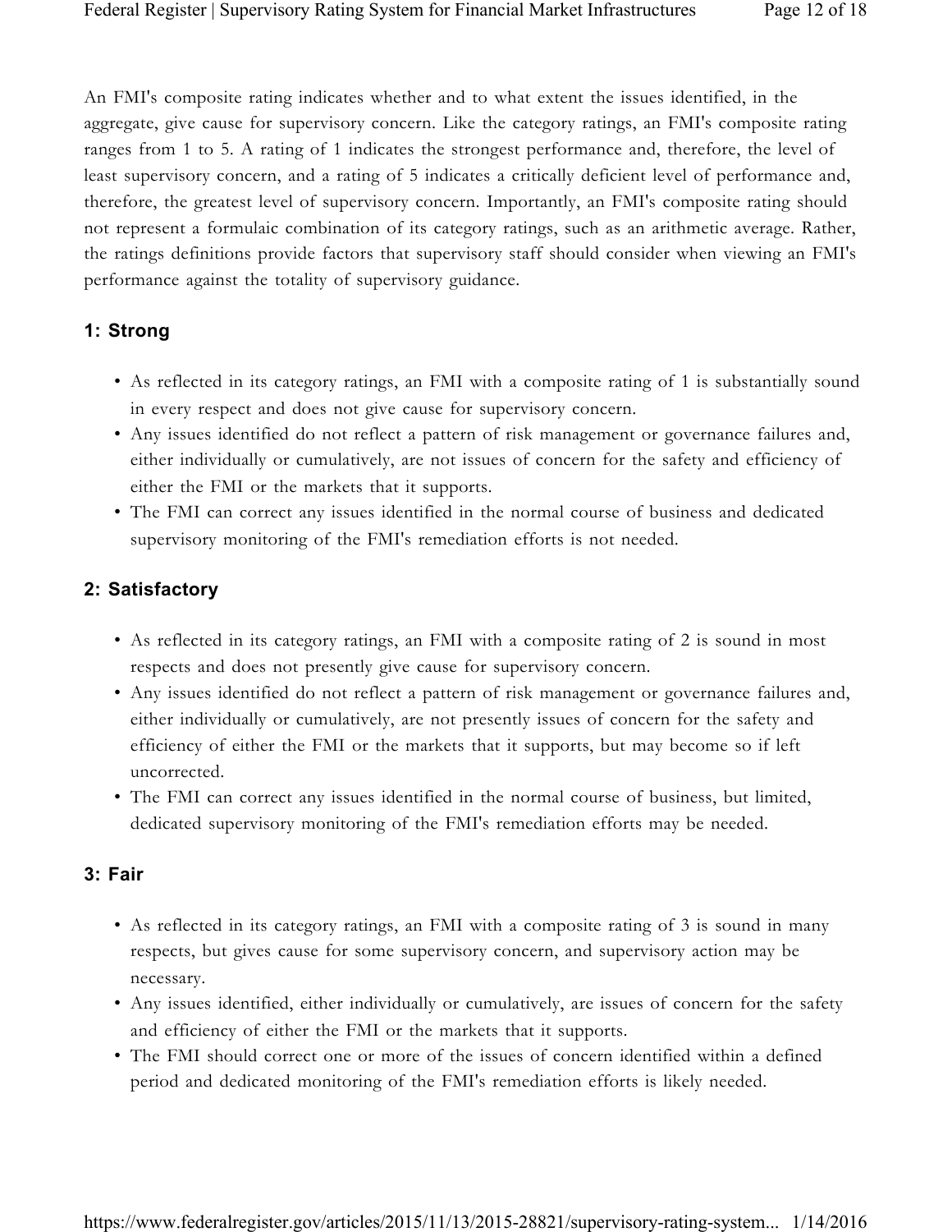An FMI's composite rating indicates whether and to what extent the issues identified, in the aggregate, give cause for supervisory concern. Like the category ratings, an FMI's composite rating ranges from 1 to 5. A rating of 1 indicates the strongest performance and, therefore, the level of least supervisory concern, and a rating of 5 indicates a critically deficient level of performance and, therefore, the greatest level of supervisory concern. Importantly, an FMI's composite rating should not represent a formulaic combination of its category ratings, such as an arithmetic average. Rather, the ratings definitions provide factors that supervisory staff should consider when viewing an FMI's performance against the totality of supervisory guidance.

### 1: Strong

- As reflected in its category ratings, an FMI with a composite rating of 1 is substantially sound in every respect and does not give cause for supervisory concern.
- Any issues identified do not reflect a pattern of risk management or governance failures and, either individually or cumulatively, are not issues of concern for the safety and efficiency of either the FMI or the markets that it supports.
- The FMI can correct any issues identified in the normal course of business and dedicated supervisory monitoring of the FMI's remediation efforts is not needed.

### 2: Satisfactory

- As reflected in its category ratings, an FMI with a composite rating of 2 is sound in most respects and does not presently give cause for supervisory concern.
- Any issues identified do not reflect a pattern of risk management or governance failures and, either individually or cumulatively, are not presently issues of concern for the safety and efficiency of either the FMI or the markets that it supports, but may become so if left uncorrected.
- The FMI can correct any issues identified in the normal course of business, but limited, dedicated supervisory monitoring of the FMI's remediation efforts may be needed.

### 3: Fair

- As reflected in its category ratings, an FMI with a composite rating of 3 is sound in many respects, but gives cause for some supervisory concern, and supervisory action may be necessary.
- Any issues identified, either individually or cumulatively, are issues of concern for the safety and efficiency of either the FMI or the markets that it supports.
- The FMI should correct one or more of the issues of concern identified within a defined period and dedicated monitoring of the FMI's remediation efforts is likely needed.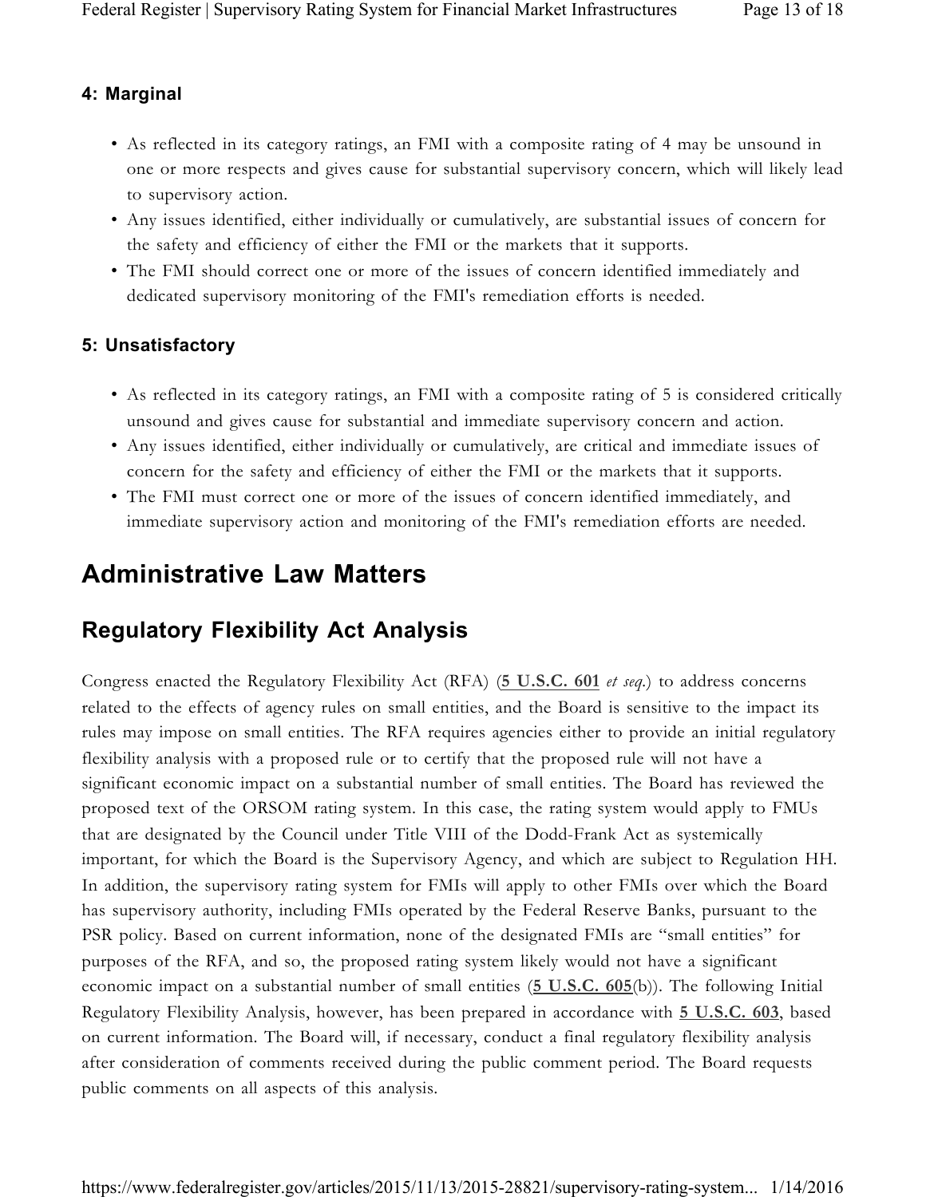### 4: Marginal

- As reflected in its category ratings, an FMI with a composite rating of 4 may be unsound in one or more respects and gives cause for substantial supervisory concern, which will likely lead to supervisory action.
- Any issues identified, either individually or cumulatively, are substantial issues of concern for the safety and efficiency of either the FMI or the markets that it supports.
- The FMI should correct one or more of the issues of concern identified immediately and dedicated supervisory monitoring of the FMI's remediation efforts is needed.

### 5: Unsatisfactory

- As reflected in its category ratings, an FMI with a composite rating of 5 is considered critically unsound and gives cause for substantial and immediate supervisory concern and action.
- Any issues identified, either individually or cumulatively, are critical and immediate issues of concern for the safety and efficiency of either the FMI or the markets that it supports.
- The FMI must correct one or more of the issues of concern identified immediately, and immediate supervisory action and monitoring of the FMI's remediation efforts are needed.

# Administrative Law Matters

## Regulatory Flexibility Act Analysis

Congress enacted the Regulatory Flexibility Act (RFA) (**5 U.S.C. 601** *et seq.*) to address concerns related to the effects of agency rules on small entities, and the Board is sensitive to the impact its rules may impose on small entities. The RFA requires agencies either to provide an initial regulatory flexibility analysis with a proposed rule or to certify that the proposed rule will not have a significant economic impact on a substantial number of small entities. The Board has reviewed the proposed text of the ORSOM rating system. In this case, the rating system would apply to FMUs that are designated by the Council under Title VIII of the Dodd-Frank Act as systemically important, for which the Board is the Supervisory Agency, and which are subject to Regulation HH. In addition, the supervisory rating system for FMIs will apply to other FMIs over which the Board has supervisory authority, including FMIs operated by the Federal Reserve Banks, pursuant to the PSR policy. Based on current information, none of the designated FMIs are "small entities" for purposes of the RFA, and so, the proposed rating system likely would not have a significant economic impact on a substantial number of small entities (**5 U.S.C. 605**(b)). The following Initial Regulatory Flexibility Analysis, however, has been prepared in accordance with **5 U.S.C. 603**, based on current information. The Board will, if necessary, conduct a final regulatory flexibility analysis after consideration of comments received during the public comment period. The Board requests public comments on all aspects of this analysis.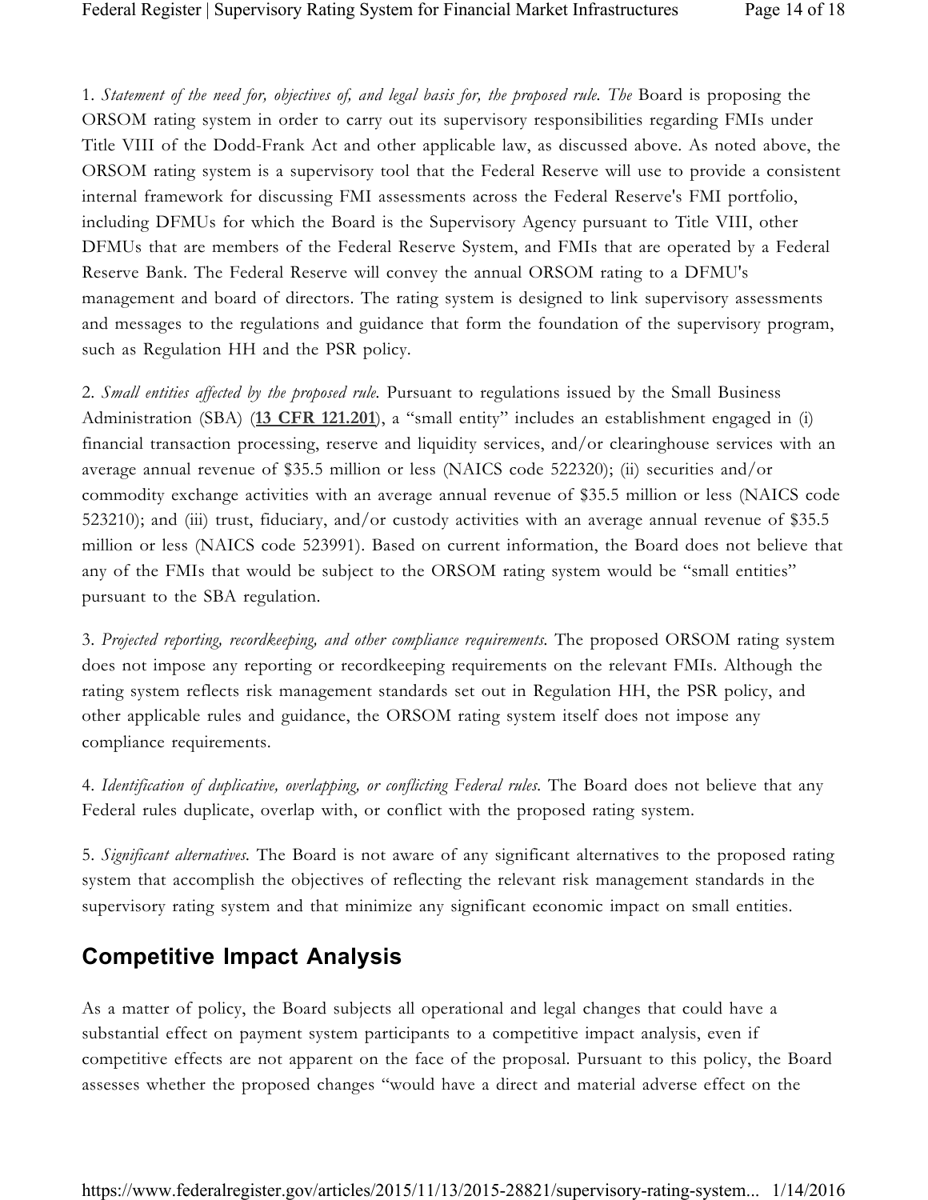1. *Statement of the need for, objectives of, and legal basis for, the proposed rule. The* Board is proposing the ORSOM rating system in order to carry out its supervisory responsibilities regarding FMIs under Title VIII of the Dodd-Frank Act and other applicable law, as discussed above. As noted above, the ORSOM rating system is a supervisory tool that the Federal Reserve will use to provide a consistent internal framework for discussing FMI assessments across the Federal Reserve's FMI portfolio, including DFMUs for which the Board is the Supervisory Agency pursuant to Title VIII, other DFMUs that are members of the Federal Reserve System, and FMIs that are operated by a Federal Reserve Bank. The Federal Reserve will convey the annual ORSOM rating to a DFMU's management and board of directors. The rating system is designed to link supervisory assessments and messages to the regulations and guidance that form the foundation of the supervisory program, such as Regulation HH and the PSR policy.

2. *Small entities affected by the proposed rule.* Pursuant to regulations issued by the Small Business Administration (SBA) (**13 CFR 121.201**), a "small entity" includes an establishment engaged in (i) financial transaction processing, reserve and liquidity services, and/or clearinghouse services with an average annual revenue of $35.5 million or less (NAICS code 522320); (ii) securities and/or commodity exchange activities with an average annual revenue of $35.5 million or less (NAICS code 523210); and (iii) trust, fiduciary, and/or custody activities with an average annual revenue of $35.5 million or less (NAICS code 523991). Based on current information, the Board does not believe that any of the FMIs that would be subject to the ORSOM rating system would be "small entities" pursuant to the SBA regulation.

3. *Projected reporting, recordkeeping, and other compliance requirements.* The proposed ORSOM rating system does not impose any reporting or recordkeeping requirements on the relevant FMIs. Although the rating system reflects risk management standards set out in Regulation HH, the PSR policy, and other applicable rules and guidance, the ORSOM rating system itself does not impose any compliance requirements.

4. *Identification of duplicative, overlapping, or conflicting Federal rules.* The Board does not believe that any Federal rules duplicate, overlap with, or conflict with the proposed rating system.

5. *Significant alternatives.* The Board is not aware of any significant alternatives to the proposed rating system that accomplish the objectives of reflecting the relevant risk management standards in the supervisory rating system and that minimize any significant economic impact on small entities.

## Competitive Impact Analysis

As a matter of policy, the Board subjects all operational and legal changes that could have a substantial effect on payment system participants to a competitive impact analysis, even if competitive effects are not apparent on the face of the proposal. Pursuant to this policy, the Board assesses whether the proposed changes "would have a direct and material adverse effect on the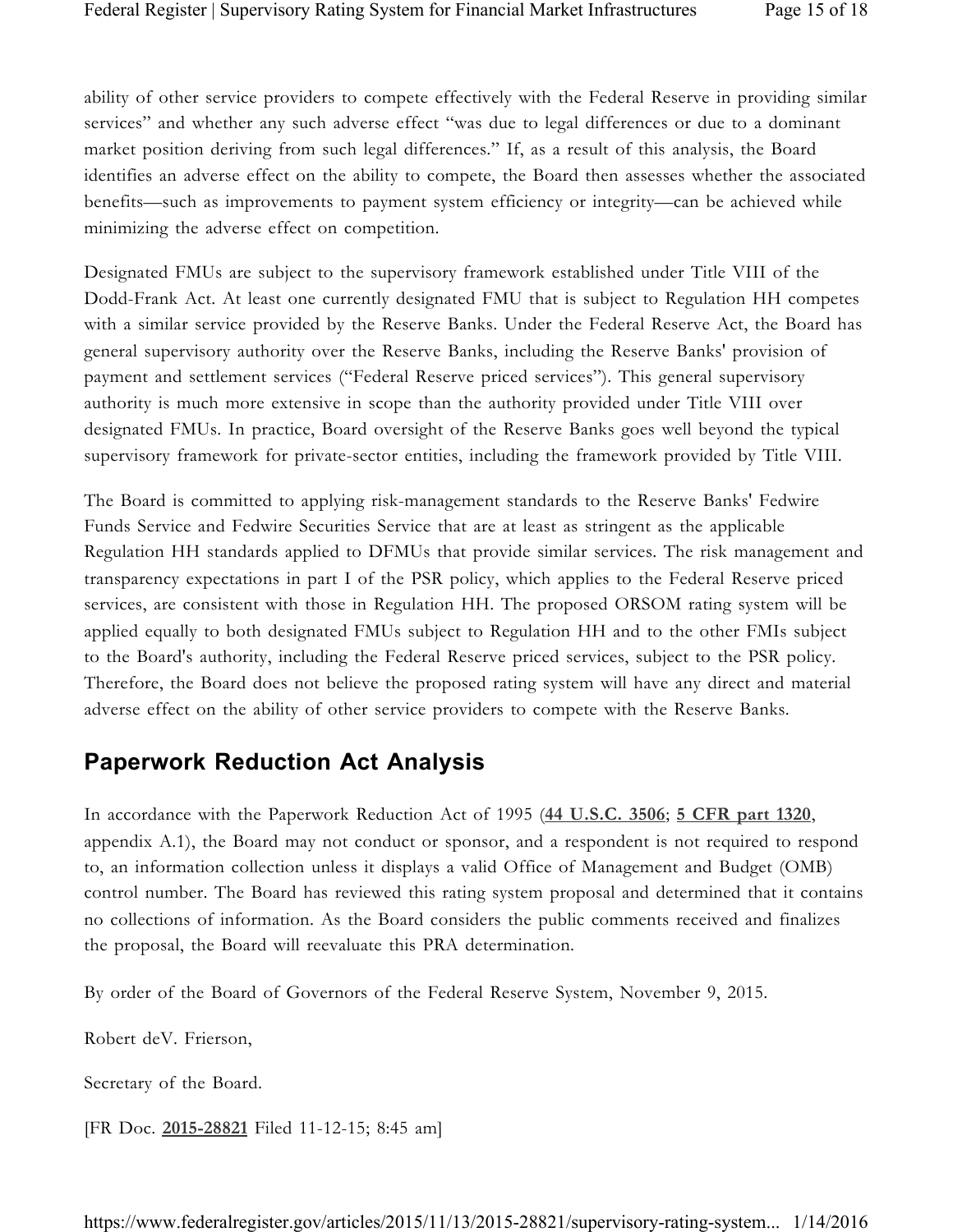ability of other service providers to compete effectively with the Federal Reserve in providing similar services" and whether any such adverse effect "was due to legal differences or due to a dominant market position deriving from such legal differences." If, as a result of this analysis, the Board identifies an adverse effect on the ability to compete, the Board then assesses whether the associated benefits—such as improvements to payment system efficiency or integrity—can be achieved while minimizing the adverse effect on competition.

Designated FMUs are subject to the supervisory framework established under Title VIII of the Dodd-Frank Act. At least one currently designated FMU that is subject to Regulation HH competes with a similar service provided by the Reserve Banks. Under the Federal Reserve Act, the Board has general supervisory authority over the Reserve Banks, including the Reserve Banks' provision of payment and settlement services ("Federal Reserve priced services"). This general supervisory authority is much more extensive in scope than the authority provided under Title VIII over designated FMUs. In practice, Board oversight of the Reserve Banks goes well beyond the typical supervisory framework for private-sector entities, including the framework provided by Title VIII.

The Board is committed to applying risk-management standards to the Reserve Banks' Fedwire Funds Service and Fedwire Securities Service that are at least as stringent as the applicable Regulation HH standards applied to DFMUs that provide similar services. The risk management and transparency expectations in part I of the PSR policy, which applies to the Federal Reserve priced services, are consistent with those in Regulation HH. The proposed ORSOM rating system will be applied equally to both designated FMUs subject to Regulation HH and to the other FMIs subject to the Board's authority, including the Federal Reserve priced services, subject to the PSR policy. Therefore, the Board does not believe the proposed rating system will have any direct and material adverse effect on the ability of other service providers to compete with the Reserve Banks.

## Paperwork Reduction Act Analysis

In accordance with the Paperwork Reduction Act of 1995 (**44 U.S.C. 3506**; **5 CFR part 1320**, appendix A.1), the Board may not conduct or sponsor, and a respondent is not required to respond to, an information collection unless it displays a valid Office of Management and Budget (OMB) control number. The Board has reviewed this rating system proposal and determined that it contains no collections of information. As the Board considers the public comments received and finalizes the proposal, the Board will reevaluate this PRA determination.

By order of the Board of Governors of the Federal Reserve System, November 9, 2015.

Robert deV. Frierson,

Secretary of the Board.

[FR Doc. **2015-28821** Filed 11-12-15; 8:45 am]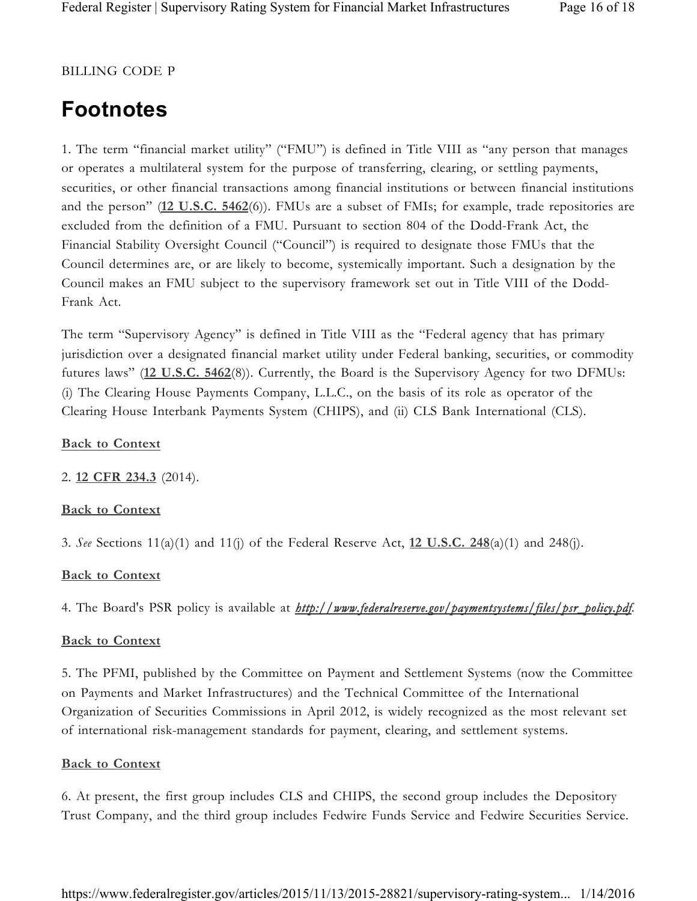BILLING CODE P

# Footnotes

1. The term "financial market utility" ("FMU") is defined in Title VIII as "any person that manages or operates a multilateral system for the purpose of transferring, clearing, or settling payments, securities, or other financial transactions among financial institutions or between financial institutions and the person" (**12 U.S.C. 5462**(6)). FMUs are a subset of FMIs; for example, trade repositories are excluded from the definition of a FMU. Pursuant to section 804 of the Dodd-Frank Act, the Financial Stability Oversight Council ("Council") is required to designate those FMUs that the Council determines are, or are likely to become, systemically important. Such a designation by the Council makes an FMU subject to the supervisory framework set out in Title VIII of the Dodd-Frank Act.

The term "Supervisory Agency" is defined in Title VIII as the "Federal agency that has primary jurisdiction over a designated financial market utility under Federal banking, securities, or commodity futures laws" (**12 U.S.C. 5462**(8)). Currently, the Board is the Supervisory Agency for two DFMUs: (i) The Clearing House Payments Company, L.L.C., on the basis of its role as operator of the Clearing House Interbank Payments System (CHIPS), and (ii) CLS Bank International (CLS).

**Back to Context**

2. **12 CFR 234.3** (2014).

**Back to Context**

3. *See* Sections 11(a)(1) and 11(j) of the Federal Reserve Act, **12 U.S.C. 248**(a)(1) and 248(j).

**Back to Context**

4. The Board's PSR policy is available at ***http://www.federalreserve.gov/paymentsystems/files/psr_policy.pdf***.

**Back to Context**

5. The PFMI, published by the Committee on Payment and Settlement Systems (now the Committee on Payments and Market Infrastructures) and the Technical Committee of the International Organization of Securities Commissions in April 2012, is widely recognized as the most relevant set of international risk-management standards for payment, clearing, and settlement systems.

**Back to Context**

6. At present, the first group includes CLS and CHIPS, the second group includes the Depository Trust Company, and the third group includes Fedwire Funds Service and Fedwire Securities Service.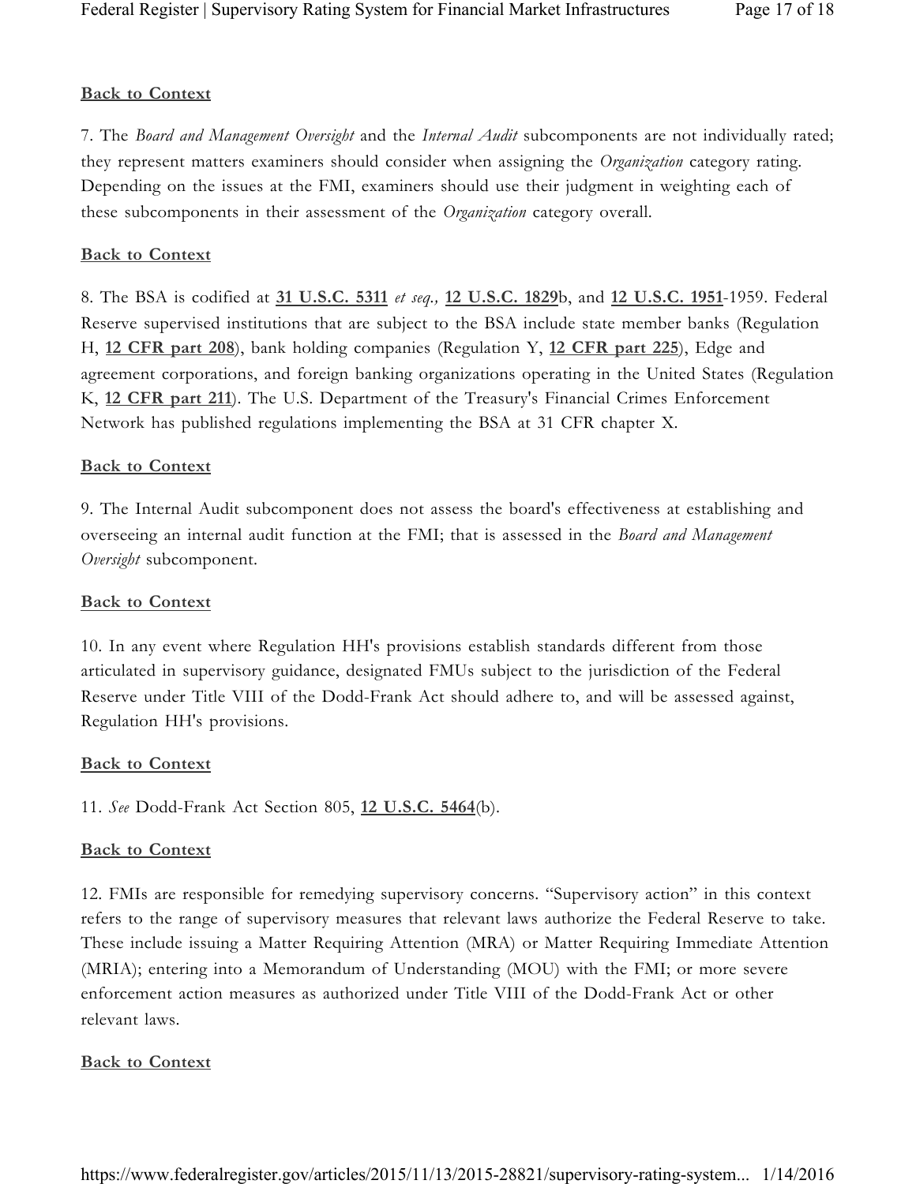**Back to Context**

7. The *Board and Management Oversight* and the *Internal Audit* subcomponents are not individually rated; they represent matters examiners should consider when assigning the *Organization* category rating. Depending on the issues at the FMI, examiners should use their judgment in weighting each of these subcomponents in their assessment of the *Organization* category overall.

**Back to Context**

8. The BSA is codified at **31 U.S.C. 5311** *et seq.,* **12 U.S.C. 1829**b, and **12 U.S.C. 1951**-1959. Federal Reserve supervised institutions that are subject to the BSA include state member banks (Regulation H, **12 CFR part 208**), bank holding companies (Regulation Y, **12 CFR part 225**), Edge and agreement corporations, and foreign banking organizations operating in the United States (Regulation K, **12 CFR part 211**). The U.S. Department of the Treasury's Financial Crimes Enforcement Network has published regulations implementing the BSA at 31 CFR chapter X.

**Back to Context**

9. The Internal Audit subcomponent does not assess the board's effectiveness at establishing and overseeing an internal audit function at the FMI; that is assessed in the *Board and Management Oversight* subcomponent.

**Back to Context**

10. In any event where Regulation HH's provisions establish standards different from those articulated in supervisory guidance, designated FMUs subject to the jurisdiction of the Federal Reserve under Title VIII of the Dodd-Frank Act should adhere to, and will be assessed against, Regulation HH's provisions.

**Back to Context**

11. *See* Dodd-Frank Act Section 805, **12 U.S.C. 5464**(b).

**Back to Context**

12. FMIs are responsible for remedying supervisory concerns. "Supervisory action" in this context refers to the range of supervisory measures that relevant laws authorize the Federal Reserve to take. These include issuing a Matter Requiring Attention (MRA) or Matter Requiring Immediate Attention (MRIA); entering into a Memorandum of Understanding (MOU) with the FMI; or more severe enforcement action measures as authorized under Title VIII of the Dodd-Frank Act or other relevant laws.

**Back to Context**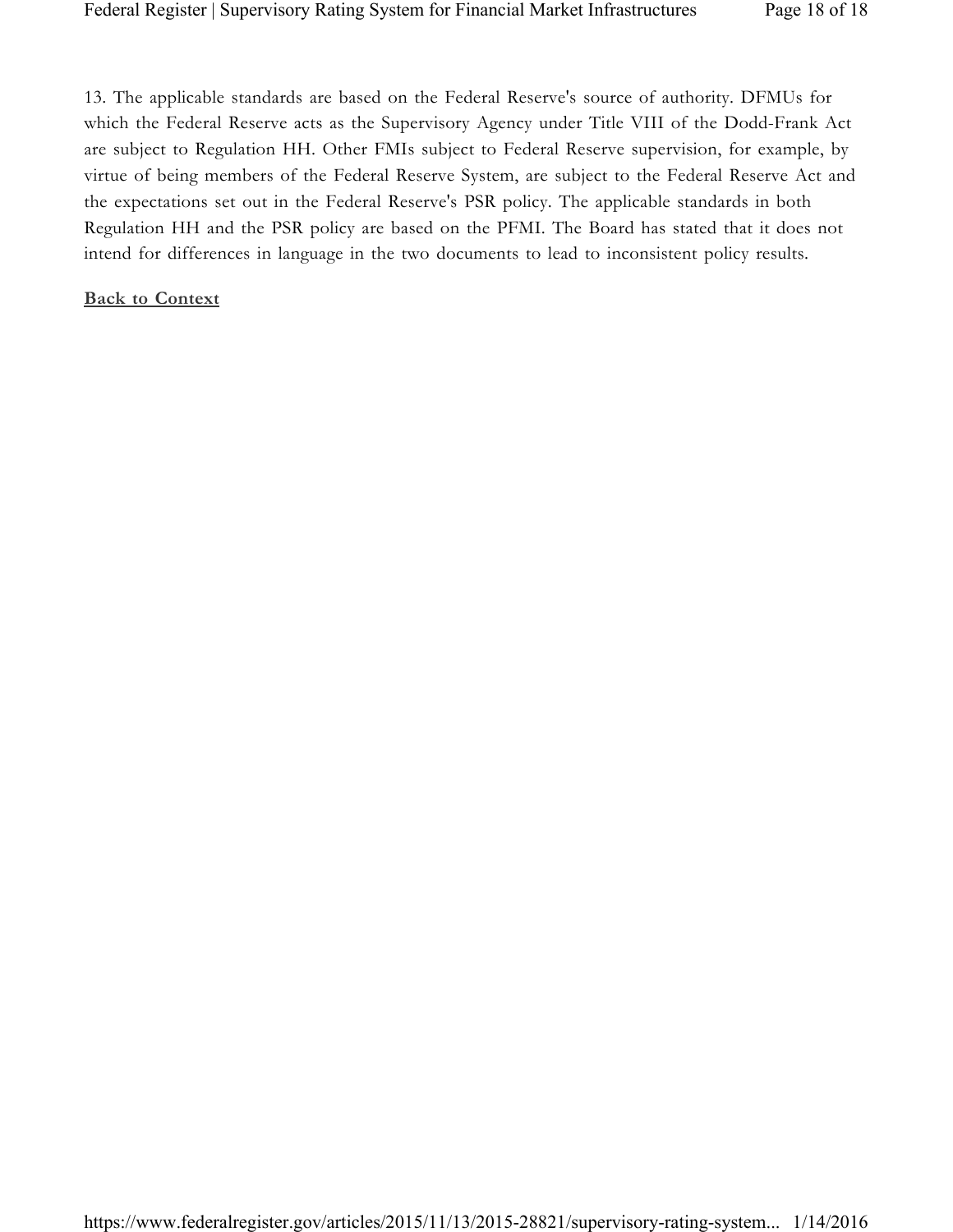13. The applicable standards are based on the Federal Reserve's source of authority. DFMUs for which the Federal Reserve acts as the Supervisory Agency under Title VIII of the Dodd-Frank Act are subject to Regulation HH. Other FMIs subject to Federal Reserve supervision, for example, by virtue of being members of the Federal Reserve System, are subject to the Federal Reserve Act and the expectations set out in the Federal Reserve's PSR policy. The applicable standards in both Regulation HH and the PSR policy are based on the PFMI. The Board has stated that it does not intend for differences in language in the two documents to lead to inconsistent policy results.

**Back to Context**